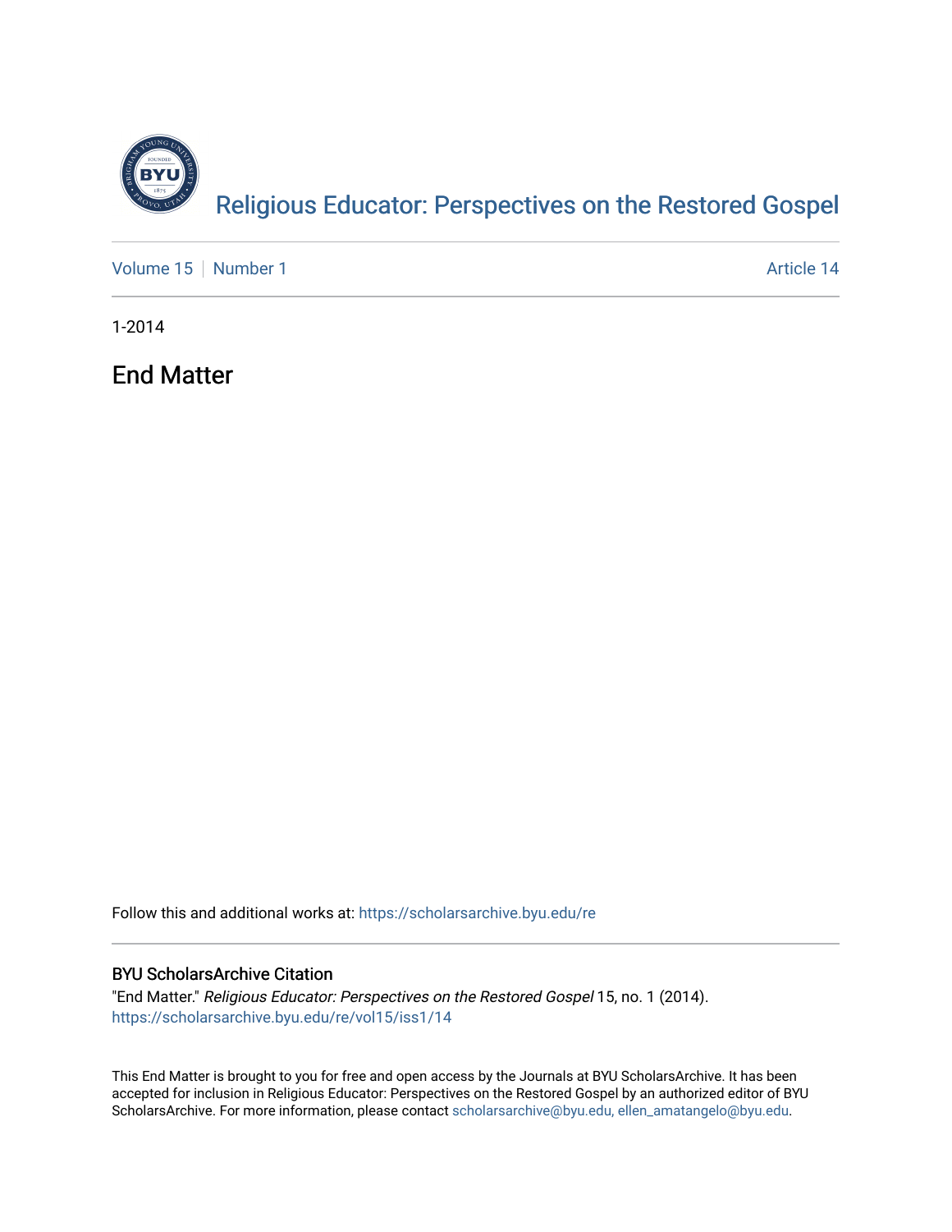# Religious Educator: Perspectives on the Restored Gospel

Volume 15 | Number 1 — Article 14

1-2014

## End Matter

Follow this and additional works at: https://scholarsarchive.byu.edu/re

### BYU ScholarsArchive Citation

"End Matter." *Religious Educator: Perspectives on the Restored Gospel* 15, no. 1 (2014).
https://scholarsarchive.byu.edu/re/vol15/iss1/14

This End Matter is brought to you for free and open access by the Journals at BYU ScholarsArchive. It has been accepted for inclusion in Religious Educator: Perspectives on the Restored Gospel by an authorized editor of BYU ScholarsArchive. For more information, please contact scholarsarchive@byu.edu, ellen_amatangelo@byu.edu.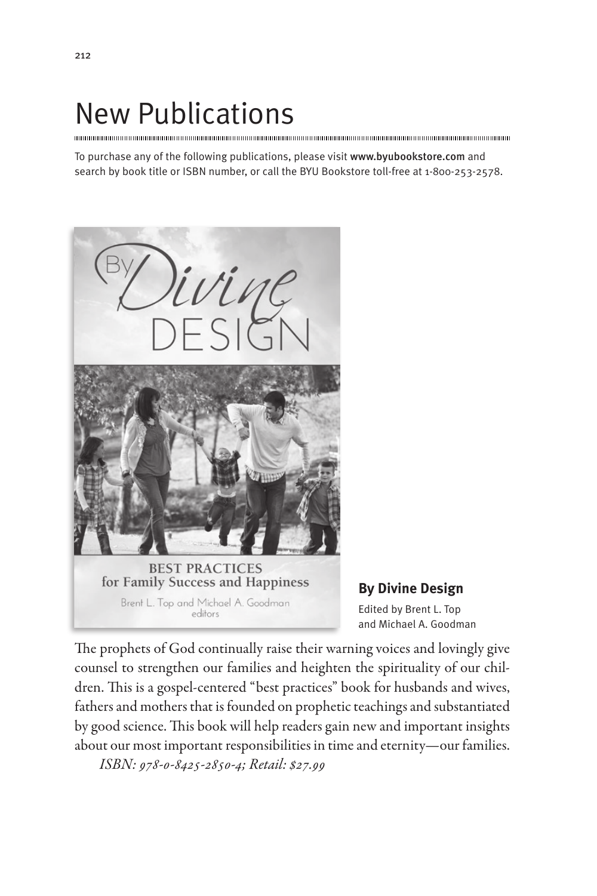# New Publications

To purchase any of the following publications, please visit www.byubookstore.com and search by book title or ISBN number, or call the BYU Bookstore toll-free at 1-800-253-2578.

**By Divine Design**

Edited by Brent L. Top and Michael A. Goodman

The prophets of God continually raise their warning voices and lovingly give counsel to strengthen our families and heighten the spirituality of our children. This is a gospel-centered "best practices" book for husbands and wives, fathers and mothers that is founded on prophetic teachings and substantiated by good science. This book will help readers gain new and important insights about our most important responsibilities in time and eternity—our families.

*ISBN: 978-0-8425-2850-4; Retail: $27.99*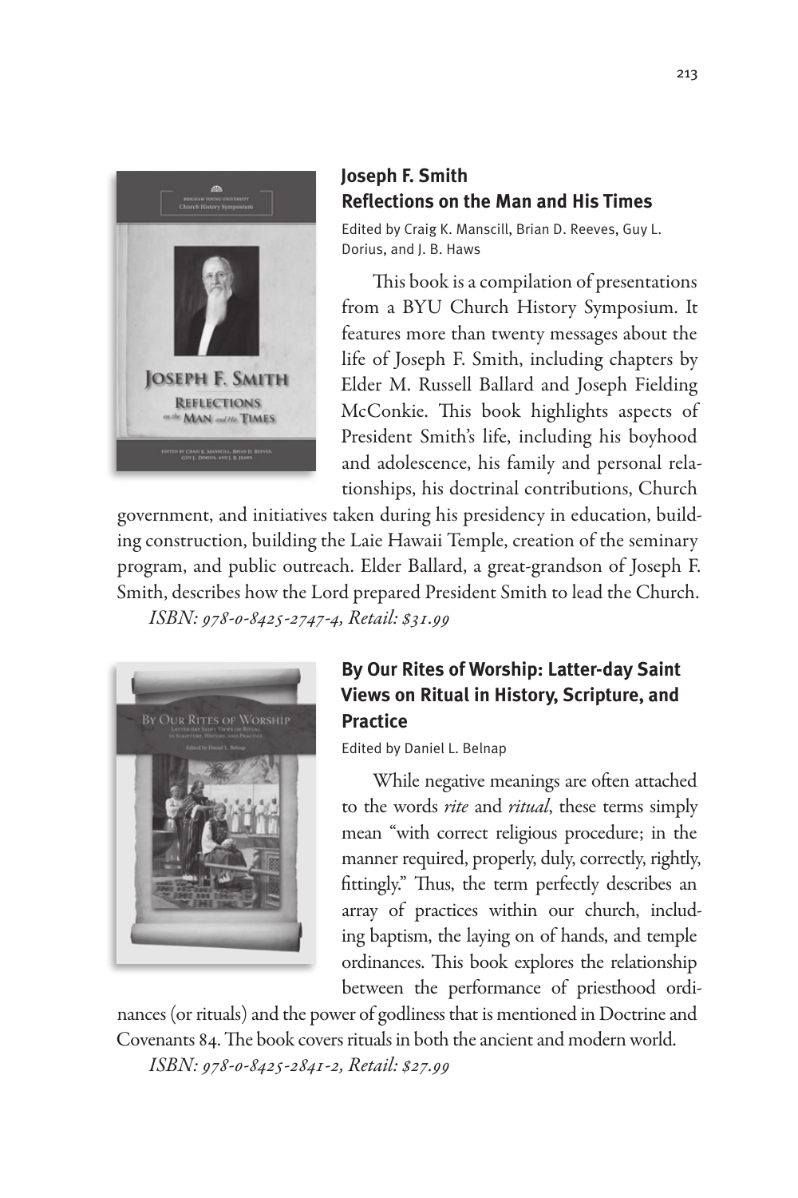### Joseph F. Smith
### Reflections on the Man and His Times

Edited by Craig K. Manscill, Brian D. Reeves, Guy L. Dorius, and J. B. Haws

This book is a compilation of presentations from a BYU Church History Symposium. It features more than twenty messages about the life of Joseph F. Smith, including chapters by Elder M. Russell Ballard and Joseph Fielding McConkie. This book highlights aspects of President Smith's life, including his boyhood and adolescence, his family and personal relationships, his doctrinal contributions, Church government, and initiatives taken during his presidency in education, building construction, building the Laie Hawaii Temple, creation of the seminary program, and public outreach. Elder Ballard, a great-grandson of Joseph F. Smith, describes how the Lord prepared President Smith to lead the Church.

*ISBN: 978-0-8425-2747-4, Retail: $31.99*

### By Our Rites of Worship: Latter-day Saint Views on Ritual in History, Scripture, and Practice

Edited by Daniel L. Belnap

While negative meanings are often attached to the words *rite* and *ritual*, these terms simply mean "with correct religious procedure; in the manner required, properly, duly, correctly, rightly, fittingly." Thus, the term perfectly describes an array of practices within our church, including baptism, the laying on of hands, and temple ordinances. This book explores the relationship between the performance of priesthood ordinances (or rituals) and the power of godliness that is mentioned in Doctrine and Covenants 84. The book covers rituals in both the ancient and modern world.

*ISBN: 978-0-8425-2841-2, Retail: $27.99*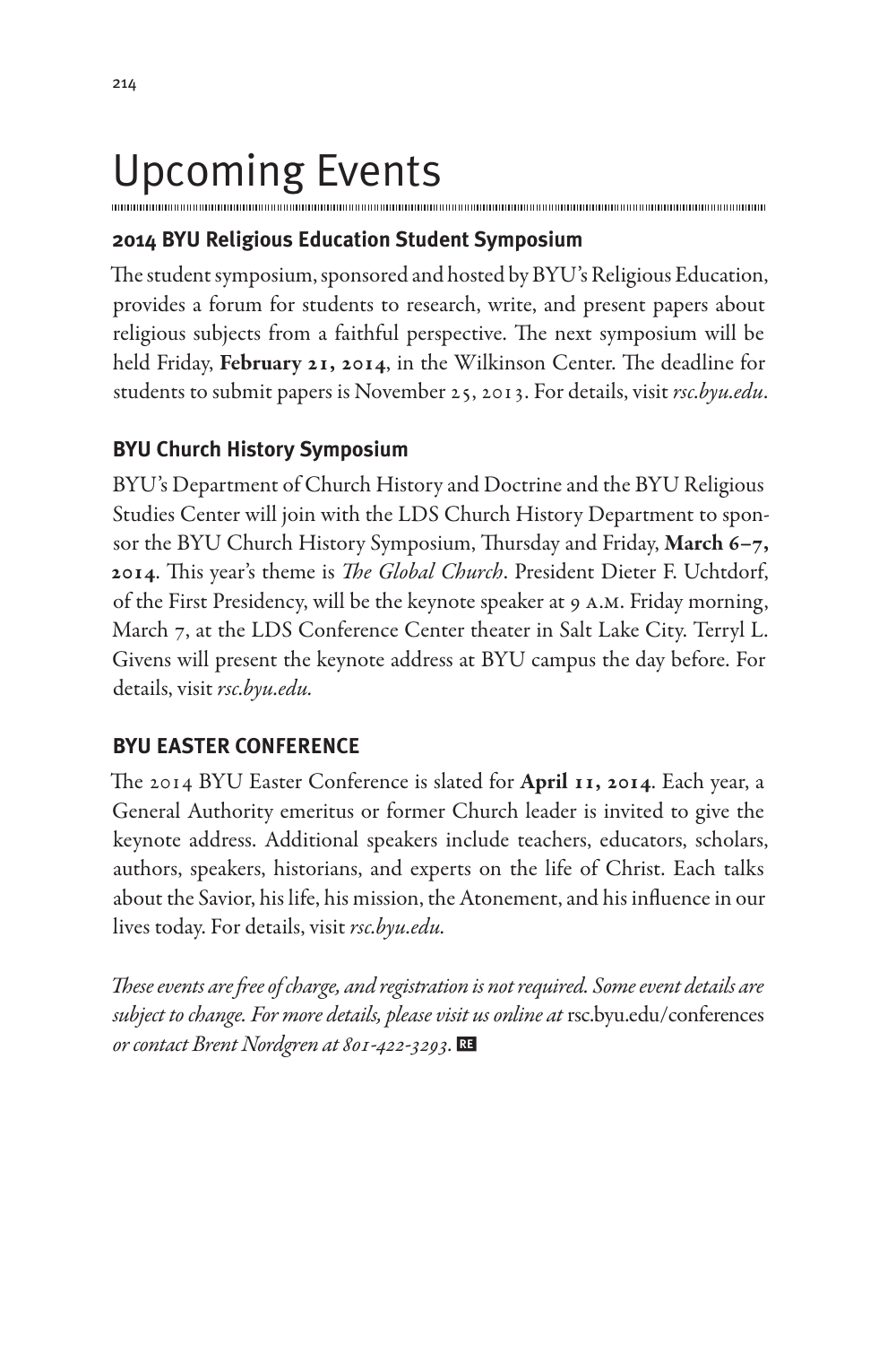# Upcoming Events

## 2014 BYU Religious Education Student Symposium

The student symposium, sponsored and hosted by BYU's Religious Education, provides a forum for students to research, write, and present papers about religious subjects from a faithful perspective. The next symposium will be held Friday, **February 21, 2014**, in the Wilkinson Center. The deadline for students to submit papers is November 25, 2013. For details, visit *rsc.byu.edu*.

## BYU Church History Symposium

BYU's Department of Church History and Doctrine and the BYU Religious Studies Center will join with the LDS Church History Department to sponsor the BYU Church History Symposium, Thursday and Friday, **March 6–7, 2014**. This year's theme is *The Global Church*. President Dieter F. Uchtdorf, of the First Presidency, will be the keynote speaker at 9 A.M. Friday morning, March 7, at the LDS Conference Center theater in Salt Lake City. Terryl L. Givens will present the keynote address at BYU campus the day before. For details, visit *rsc.byu.edu*.

## BYU EASTER CONFERENCE

The 2014 BYU Easter Conference is slated for **April 11, 2014**. Each year, a General Authority emeritus or former Church leader is invited to give the keynote address. Additional speakers include teachers, educators, scholars, authors, speakers, historians, and experts on the life of Christ. Each talks about the Savior, his life, his mission, the Atonement, and his influence in our lives today. For details, visit *rsc.byu.edu*.

*These events are free of charge, and registration is not required. Some event details are subject to change. For more details, please visit us online at* rsc.byu.edu/conferences *or contact Brent Nordgren at 801-422-3293.*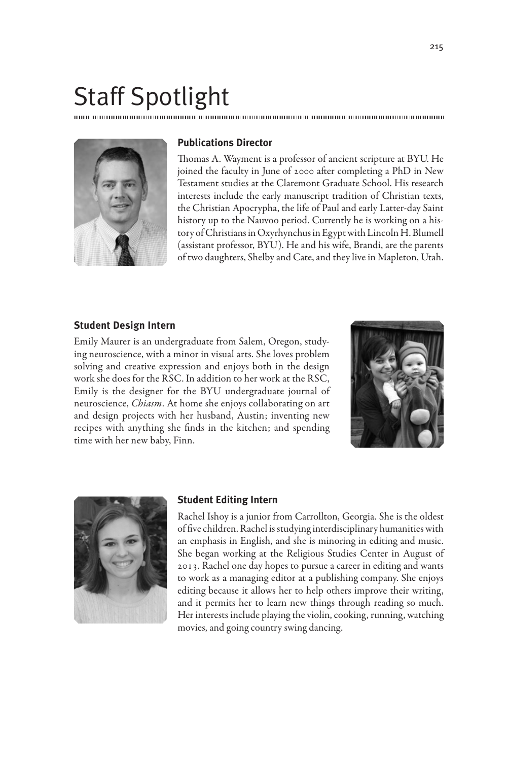# Staff Spotlight

### Publications Director

Thomas A. Wayment is a professor of ancient scripture at BYU. He joined the faculty in June of 2000 after completing a PhD in New Testament studies at the Claremont Graduate School. His research interests include the early manuscript tradition of Christian texts, the Christian Apocrypha, the life of Paul and early Latter-day Saint history up to the Nauvoo period. Currently he is working on a history of Christians in Oxyrhynchus in Egypt with Lincoln H. Blumell (assistant professor, BYU). He and his wife, Brandi, are the parents of two daughters, Shelby and Cate, and they live in Mapleton, Utah.

### Student Design Intern

Emily Maurer is an undergraduate from Salem, Oregon, studying neuroscience, with a minor in visual arts. She loves problem solving and creative expression and enjoys both in the design work she does for the RSC. In addition to her work at the RSC, Emily is the designer for the BYU undergraduate journal of neuroscience, *Chiasm*. At home she enjoys collaborating on art and design projects with her husband, Austin; inventing new recipes with anything she finds in the kitchen; and spending time with her new baby, Finn.

### Student Editing Intern

Rachel Ishoy is a junior from Carrollton, Georgia. She is the oldest of five children. Rachel is studying interdisciplinary humanities with an emphasis in English, and she is minoring in editing and music. She began working at the Religious Studies Center in August of 2013. Rachel one day hopes to pursue a career in editing and wants to work as a managing editor at a publishing company. She enjoys editing because it allows her to help others improve their writing, and it permits her to learn new things through reading so much. Her interests include playing the violin, cooking, running, watching movies, and going country swing dancing.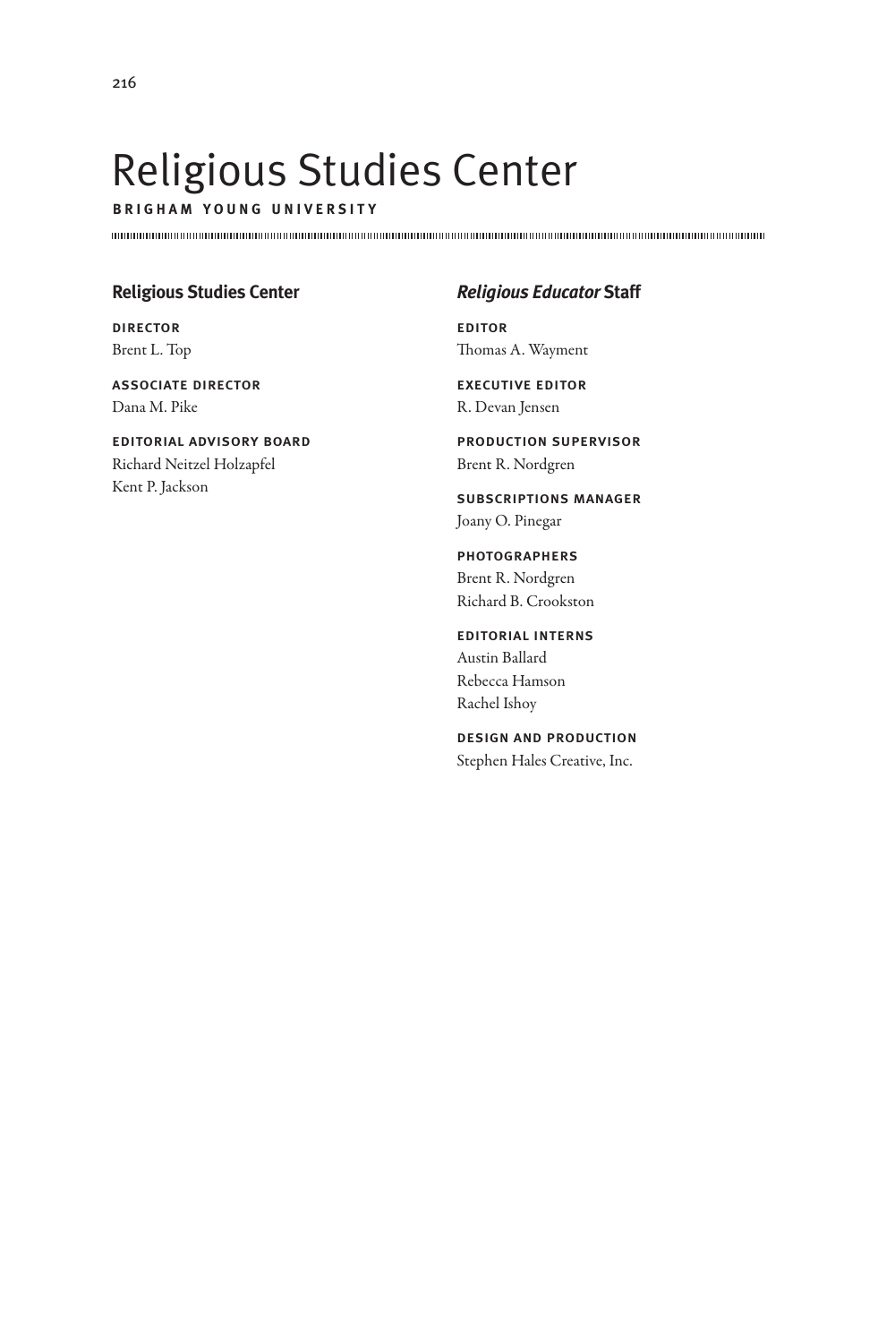# Religious Studies Center

**BRIGHAM YOUNG UNIVERSITY**

## Religious Studies Center

**DIRECTOR**
Brent L. Top

**ASSOCIATE DIRECTOR**
Dana M. Pike

**EDITORIAL ADVISORY BOARD**
Richard Neitzel Holzapfel
Kent P. Jackson

## *Religious Educator* Staff

**EDITOR**
Thomas A. Wayment

**EXECUTIVE EDITOR**
R. Devan Jensen

**PRODUCTION SUPERVISOR**
Brent R. Nordgren

**SUBSCRIPTIONS MANAGER**
Joany O. Pinegar

**PHOTOGRAPHERS**
Brent R. Nordgren
Richard B. Crookston

**EDITORIAL INTERNS**
Austin Ballard
Rebecca Hamson
Rachel Ishoy

**DESIGN AND PRODUCTION**
Stephen Hales Creative, Inc.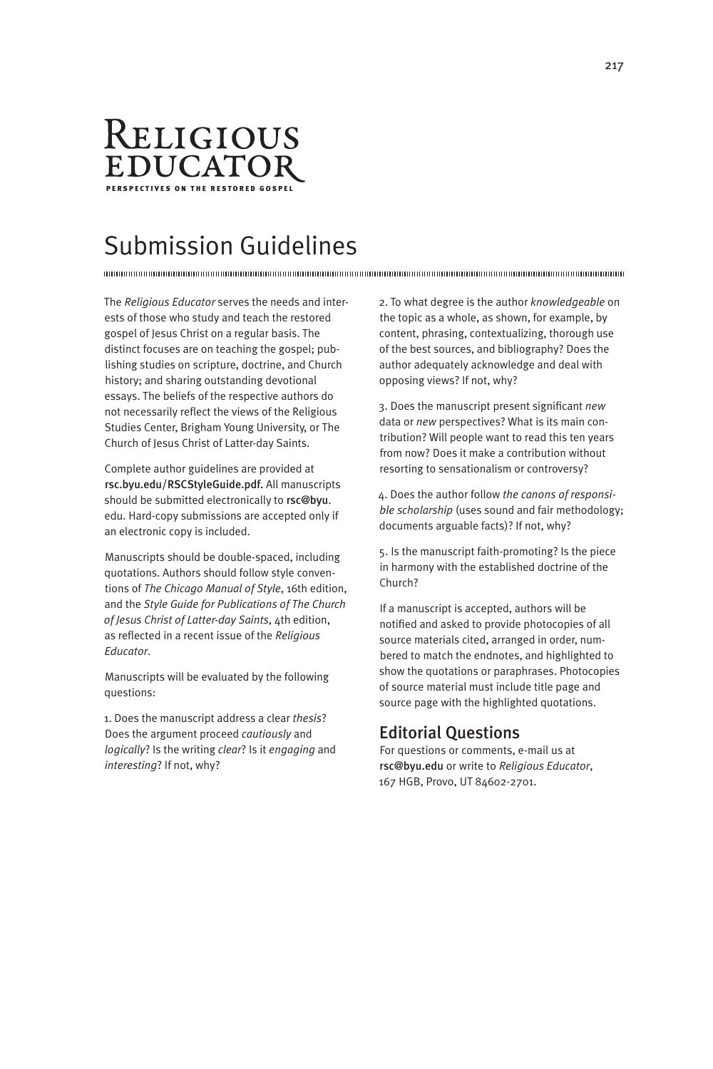# Religious Educator

**PERSPECTIVES ON THE RESTORED GOSPEL**

## Submission Guidelines

The *Religious Educator* serves the needs and interests of those who study and teach the restored gospel of Jesus Christ on a regular basis. The distinct focuses are on teaching the gospel; publishing studies on scripture, doctrine, and Church history; and sharing outstanding devotional essays. The beliefs of the respective authors do not necessarily reflect the views of the Religious Studies Center, Brigham Young University, or The Church of Jesus Christ of Latter-day Saints.

Complete author guidelines are provided at rsc.byu.edu/RSCStyleGuide.pdf. All manuscripts should be submitted electronically to rsc@byu.edu. Hard-copy submissions are accepted only if an electronic copy is included.

Manuscripts should be double-spaced, including quotations. Authors should follow style conventions of *The Chicago Manual of Style*, 16th edition, and the *Style Guide for Publications of The Church of Jesus Christ of Latter-day Saints*, 4th edition, as reflected in a recent issue of the *Religious Educator*.

Manuscripts will be evaluated by the following questions:

1. Does the manuscript address a clear *thesis*? Does the argument proceed *cautiously* and *logically*? Is the writing *clear*? Is it *engaging* and *interesting*? If not, why?

2. To what degree is the author *knowledgeable* on the topic as a whole, as shown, for example, by content, phrasing, contextualizing, thorough use of the best sources, and bibliography? Does the author adequately acknowledge and deal with opposing views? If not, why?

3. Does the manuscript present significant *new* data or *new* perspectives? What is its main contribution? Will people want to read this ten years from now? Does it make a contribution without resorting to sensationalism or controversy?

4. Does the author follow *the canons of responsible scholarship* (uses sound and fair methodology; documents arguable facts)? If not, why?

5. Is the manuscript faith-promoting? Is the piece in harmony with the established doctrine of the Church?

If a manuscript is accepted, authors will be notified and asked to provide photocopies of all source materials cited, arranged in order, numbered to match the endnotes, and highlighted to show the quotations or paraphrases. Photocopies of source material must include title page and source page with the highlighted quotations.

### Editorial Questions

For questions or comments, e-mail us at rsc@byu.edu or write to *Religious Educator*, 167 HGB, Provo, UT 84602-2701.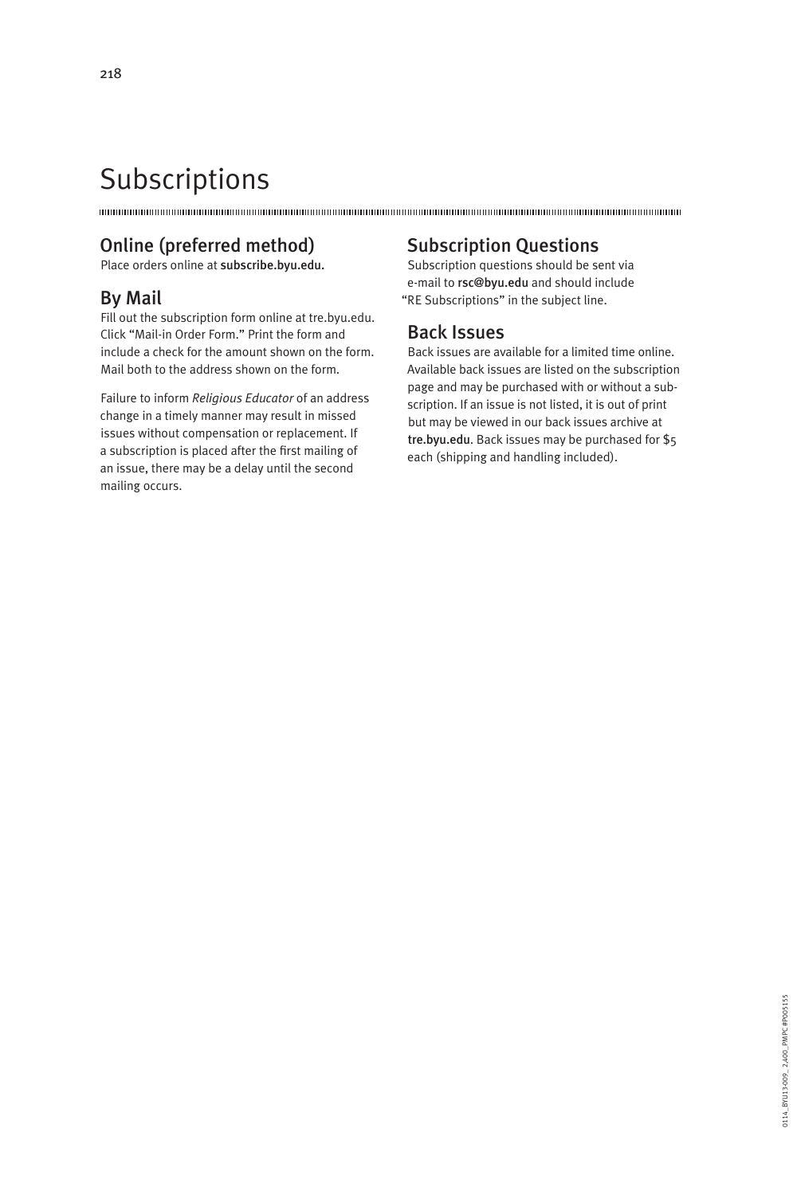# Subscriptions

## Online (preferred method)

Place orders online at **subscribe.byu.edu.**

## By Mail

Fill out the subscription form online at tre.byu.edu. Click "Mail-in Order Form." Print the form and include a check for the amount shown on the form. Mail both to the address shown on the form.

Failure to inform *Religious Educator* of an address change in a timely manner may result in missed issues without compensation or replacement. If a subscription is placed after the first mailing of an issue, there may be a delay until the second mailing occurs.

## Subscription Questions

Subscription questions should be sent via e-mail to **rsc@byu.edu** and should include "RE Subscriptions" in the subject line.

## Back Issues

Back issues are available for a limited time online. Available back issues are listed on the subscription page and may be purchased with or without a subscription. If an issue is not listed, it is out of print but may be viewed in our back issues archive at **tre.byu.edu**. Back issues may be purchased for $5 each (shipping and handling included).